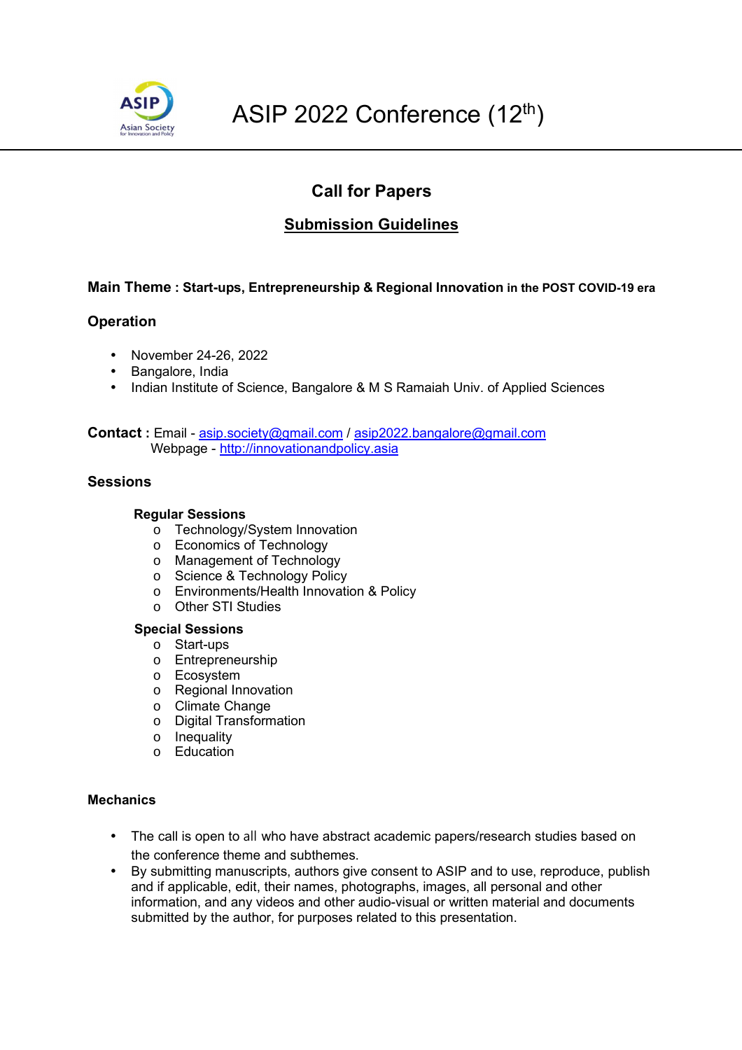# ASIP 2022 Conference (12th)

## Call for Papers

## Submission Guidelines

**Main Theme : Start-ups, Entrepreneurship & Regional Innovation in the POST COVID-19 era**

### Operation

- November 24-26, 2022
- Bangalore, India
- Indian Institute of Science, Bangalore & M S Ramaiah Univ. of Applied Sciences

**Contact :** Email - asip.society@gmail.com / asip2022.bangalore@gmail.com
Webpage - http://innovationandpolicy.asia

### Sessions

**Regular Sessions**

- Technology/System Innovation
- Economics of Technology
- Management of Technology
- Science & Technology Policy
- Environments/Health Innovation & Policy
- Other STI Studies

**Special Sessions**

- Start-ups
- Entrepreneurship
- Ecosystem
- Regional Innovation
- Climate Change
- Digital Transformation
- Inequality
- Education

### Mechanics

- The call is open to all who have abstract academic papers/research studies based on the conference theme and subthemes.
- By submitting manuscripts, authors give consent to ASIP and to use, reproduce, publish and if applicable, edit, their names, photographs, images, all personal and other information, and any videos and other audio-visual or written material and documents submitted by the author, for purposes related to this presentation.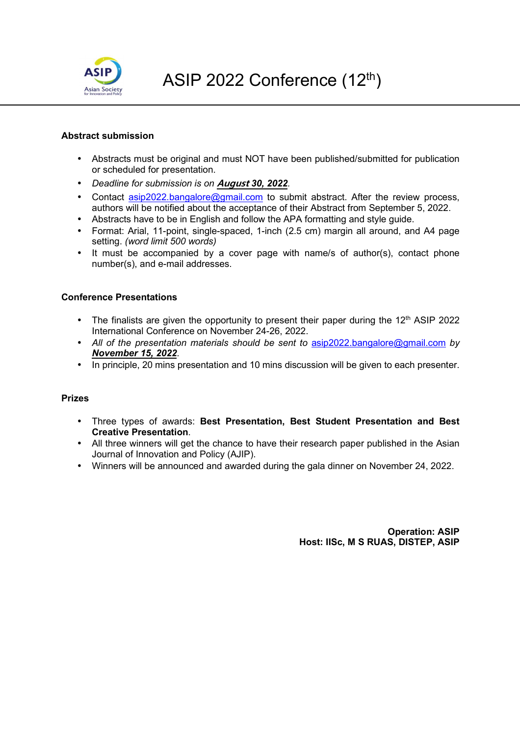# ASIP 2022 Conference (12th)

## Abstract submission

- Abstracts must be original and must NOT have been published/submitted for publication or scheduled for presentation.
- *Deadline for submission is on* ***August 30, 2022***.
- Contact asip2022.bangalore@gmail.com to submit abstract. After the review process, authors will be notified about the acceptance of their Abstract from September 5, 2022.
- Abstracts have to be in English and follow the APA formatting and style guide.
- Format: Arial, 11-point, single-spaced, 1-inch (2.5 cm) margin all around, and A4 page setting. *(word limit 500 words)*
- It must be accompanied by a cover page with name/s of author(s), contact phone number(s), and e-mail addresses.

## Conference Presentations

- The finalists are given the opportunity to present their paper during the 12th ASIP 2022 International Conference on November 24-26, 2022.
- *All of the presentation materials should be sent to asip2022.bangalore@gmail.com by* ***November 15, 2022***.
- In principle, 20 mins presentation and 10 mins discussion will be given to each presenter.

## Prizes

- Three types of awards: **Best Presentation, Best Student Presentation and Best Creative Presentation**.
- All three winners will get the chance to have their research paper published in the Asian Journal of Innovation and Policy (AJIP).
- Winners will be announced and awarded during the gala dinner on November 24, 2022.

**Operation: ASIP**
**Host: IISc, M S RUAS, DISTEP, ASIP**